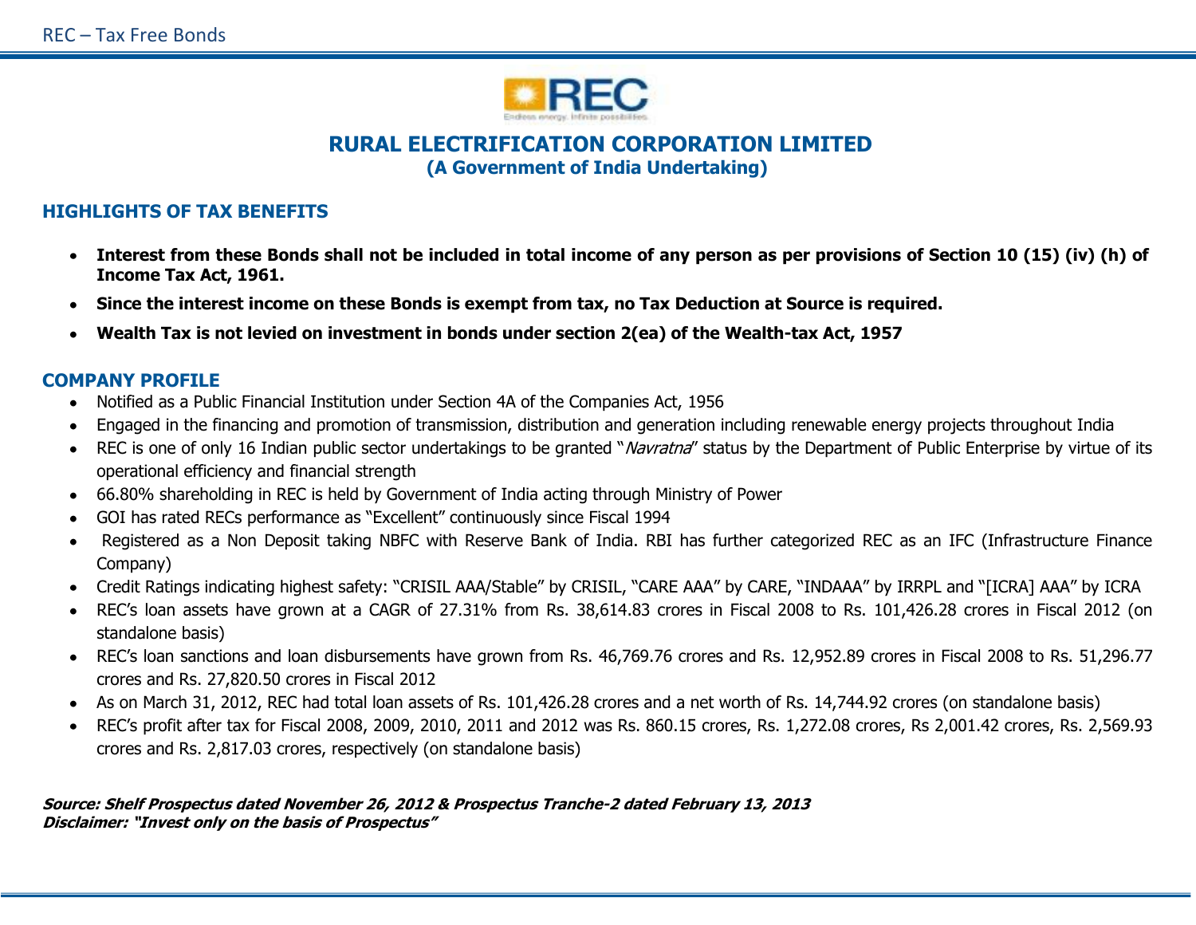# RURAL ELECTRIFICATION CORPORATION LIMITED

**(A Government of India Undertaking)**

## HIGHLIGHTS OF TAX BENEFITS

- **Interest from these Bonds shall not be included in total income of any person as per provisions of Section 10 (15) (iv) (h) of Income Tax Act, 1961.**
- **Since the interest income on these Bonds is exempt from tax, no Tax Deduction at Source is required.**
- **Wealth Tax is not levied on investment in bonds under section 2(ea) of the Wealth-tax Act, 1957**

## COMPANY PROFILE

- Notified as a Public Financial Institution under Section 4A of the Companies Act, 1956
- Engaged in the financing and promotion of transmission, distribution and generation including renewable energy projects throughout India
- REC is one of only 16 Indian public sector undertakings to be granted "*Navratna*" status by the Department of Public Enterprise by virtue of its operational efficiency and financial strength
- 66.80% shareholding in REC is held by Government of India acting through Ministry of Power
- GOI has rated RECs performance as "Excellent" continuously since Fiscal 1994
- Registered as a Non Deposit taking NBFC with Reserve Bank of India. RBI has further categorized REC as an IFC (Infrastructure Finance Company)
- Credit Ratings indicating highest safety: "CRISIL AAA/Stable" by CRISIL, "CARE AAA" by CARE, "INDAAA" by IRRPL and "[ICRA] AAA" by ICRA
- REC's loan assets have grown at a CAGR of 27.31% from Rs. 38,614.83 crores in Fiscal 2008 to Rs. 101,426.28 crores in Fiscal 2012 (on standalone basis)
- REC's loan sanctions and loan disbursements have grown from Rs. 46,769.76 crores and Rs. 12,952.89 crores in Fiscal 2008 to Rs. 51,296.77 crores and Rs. 27,820.50 crores in Fiscal 2012
- As on March 31, 2012, REC had total loan assets of Rs. 101,426.28 crores and a net worth of Rs. 14,744.92 crores (on standalone basis)
- REC's profit after tax for Fiscal 2008, 2009, 2010, 2011 and 2012 was Rs. 860.15 crores, Rs. 1,272.08 crores, Rs 2,001.42 crores, Rs. 2,569.93 crores and Rs. 2,817.03 crores, respectively (on standalone basis)

***Source: Shelf Prospectus dated November 26, 2012 & Prospectus Tranche-2 dated February 13, 2013***
***Disclaimer: "Invest only on the basis of Prospectus"***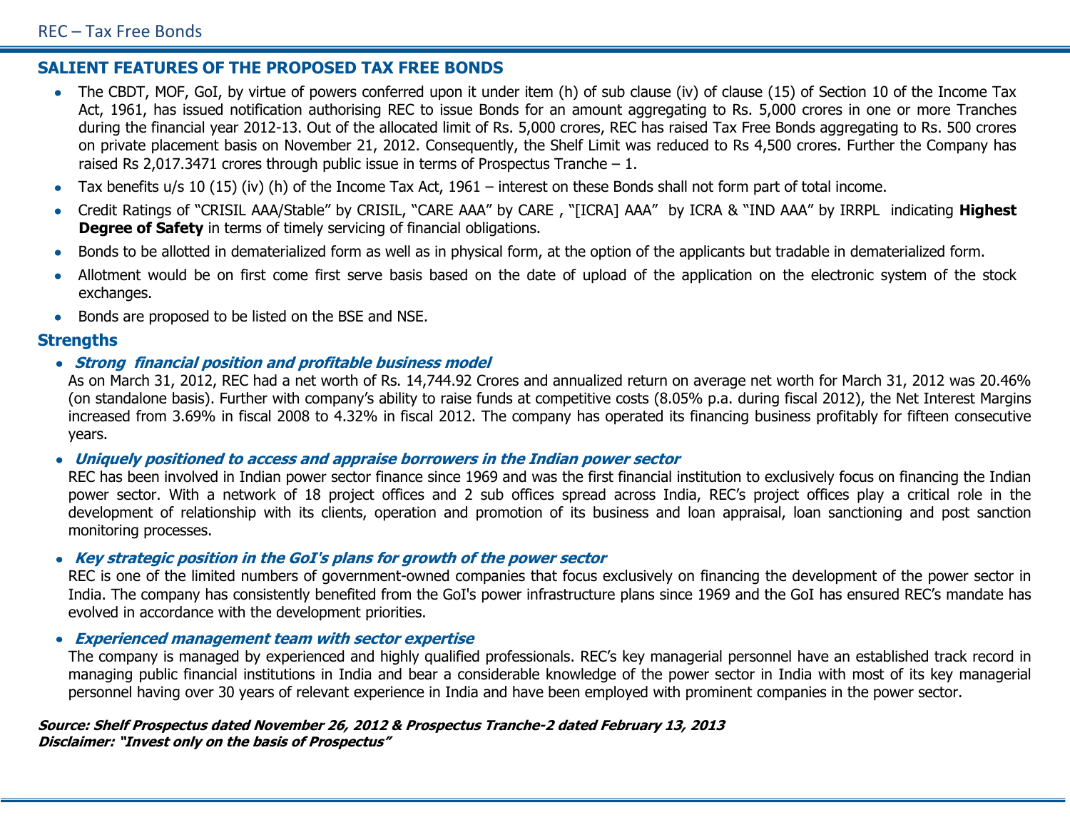## SALIENT FEATURES OF THE PROPOSED TAX FREE BONDS

- The CBDT, MOF, GoI, by virtue of powers conferred upon it under item (h) of sub clause (iv) of clause (15) of Section 10 of the Income Tax Act, 1961, has issued notification authorising REC to issue Bonds for an amount aggregating to Rs. 5,000 crores in one or more Tranches during the financial year 2012-13. Out of the allocated limit of Rs. 5,000 crores, REC has raised Tax Free Bonds aggregating to Rs. 500 crores on private placement basis on November 21, 2012. Consequently, the Shelf Limit was reduced to Rs 4,500 crores. Further the Company has raised Rs 2,017.3471 crores through public issue in terms of Prospectus Tranche – 1.
- Tax benefits u/s 10 (15) (iv) (h) of the Income Tax Act, 1961 – interest on these Bonds shall not form part of total income.
- Credit Ratings of "CRISIL AAA/Stable" by CRISIL, "CARE AAA" by CARE , "[ICRA] AAA" by ICRA & "IND AAA" by IRRPL indicating **Highest Degree of Safety** in terms of timely servicing of financial obligations.
- Bonds to be allotted in dematerialized form as well as in physical form, at the option of the applicants but tradable in dematerialized form.
- Allotment would be on first come first serve basis based on the date of upload of the application on the electronic system of the stock exchanges.
- Bonds are proposed to be listed on the BSE and NSE.

## Strengths

- ***Strong financial position and profitable business model***

  As on March 31, 2012, REC had a net worth of Rs. 14,744.92 Crores and annualized return on average net worth for March 31, 2012 was 20.46% (on standalone basis). Further with company's ability to raise funds at competitive costs (8.05% p.a. during fiscal 2012), the Net Interest Margins increased from 3.69% in fiscal 2008 to 4.32% in fiscal 2012. The company has operated its financing business profitably for fifteen consecutive years.

- ***Uniquely positioned to access and appraise borrowers in the Indian power sector***

  REC has been involved in Indian power sector finance since 1969 and was the first financial institution to exclusively focus on financing the Indian power sector. With a network of 18 project offices and 2 sub offices spread across India, REC's project offices play a critical role in the development of relationship with its clients, operation and promotion of its business and loan appraisal, loan sanctioning and post sanction monitoring processes.

- ***Key strategic position in the GoI's plans for growth of the power sector***

  REC is one of the limited numbers of government-owned companies that focus exclusively on financing the development of the power sector in India. The company has consistently benefited from the GoI's power infrastructure plans since 1969 and the GoI has ensured REC's mandate has evolved in accordance with the development priorities.

- ***Experienced management team with sector expertise***

  The company is managed by experienced and highly qualified professionals. REC's key managerial personnel have an established track record in managing public financial institutions in India and bear a considerable knowledge of the power sector in India with most of its key managerial personnel having over 30 years of relevant experience in India and have been employed with prominent companies in the power sector.

***Source: Shelf Prospectus dated November 26, 2012 & Prospectus Tranche-2 dated February 13, 2013***
***Disclaimer: "Invest only on the basis of Prospectus"***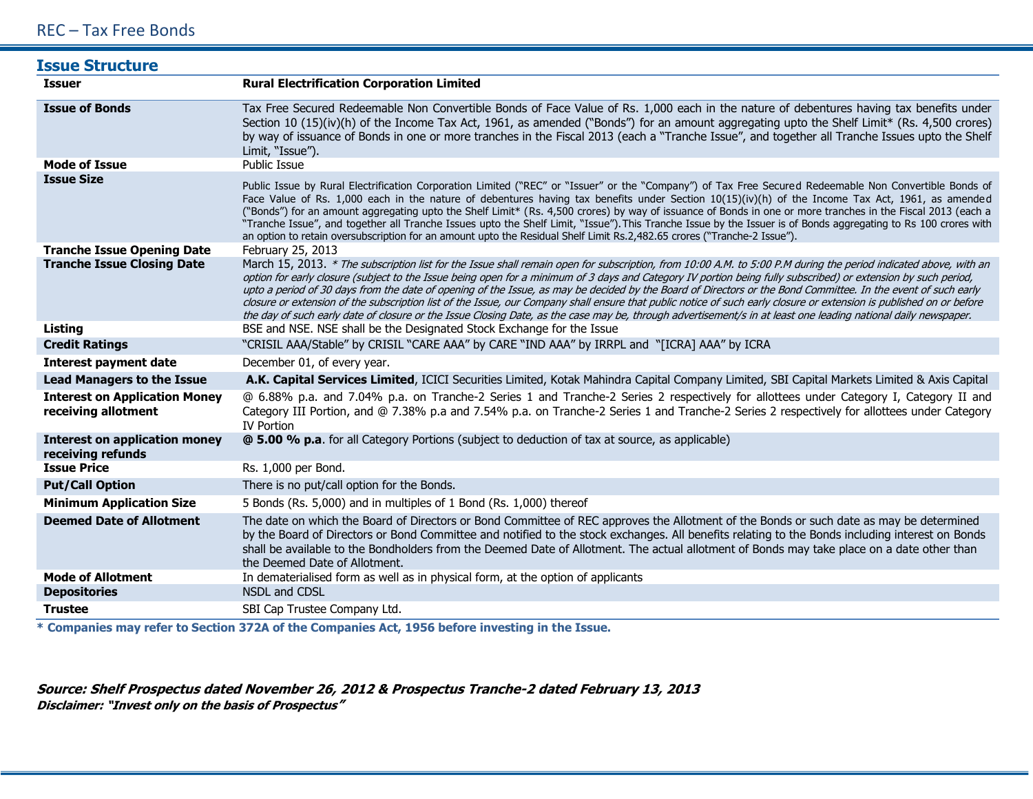## Issue Structure

| | |
|---|---|
| **Issuer** | **Rural Electrification Corporation Limited** |
| **Issue of Bonds** | Tax Free Secured Redeemable Non Convertible Bonds of Face Value of Rs. 1,000 each in the nature of debentures having tax benefits under Section 10 (15)(iv)(h) of the Income Tax Act, 1961, as amended ("Bonds") for an amount aggregating upto the Shelf Limit* (Rs. 4,500 crores) by way of issuance of Bonds in one or more tranches in the Fiscal 2013 (each a "Tranche Issue", and together all Tranche Issues upto the Shelf Limit, "Issue"). |
| **Mode of Issue** | Public Issue |
| **Issue Size** | Public Issue by Rural Electrification Corporation Limited ("REC" or "Issuer" or the "Company") of Tax Free Secured Redeemable Non Convertible Bonds of Face Value of Rs. 1,000 each in the nature of debentures having tax benefits under Section 10(15)(iv)(h) of the Income Tax Act, 1961, as amended ("Bonds") for an amount aggregating upto the Shelf Limit* (Rs. 4,500 crores) by way of issuance of Bonds in one or more tranches in the Fiscal 2013 (each a "Tranche Issue", and together all Tranche Issues upto the Shelf Limit, "Issue"). This Tranche Issue by the Issuer is of Bonds aggregating to Rs 100 crores with an option to retain oversubscription for an amount upto the Residual Shelf Limit Rs.2,482.65 crores ("Tranche-2 Issue"). |
| **Tranche Issue Opening Date** | February 25, 2013 |
| **Tranche Issue Closing Date** | March 15, 2013. *\* The subscription list for the Issue shall remain open for subscription, from 10:00 A.M. to 5:00 P.M during the period indicated above, with an option for early closure (subject to the Issue being open for a minimum of 3 days and Category IV portion being fully subscribed) or extension by such period, upto a period of 30 days from the date of opening of the Issue, as may be decided by the Board of Directors or the Bond Committee. In the event of such early closure or extension of the subscription list of the Issue, our Company shall ensure that public notice of such early closure or extension is published on or before the day of such early date of closure or the Issue Closing Date, as the case may be, through advertisement/s in at least one leading national daily newspaper.* |
| **Listing** | BSE and NSE. NSE shall be the Designated Stock Exchange for the Issue |
| **Credit Ratings** | "CRISIL AAA/Stable" by CRISIL "CARE AAA" by CARE "IND AAA" by IRRPL and "[ICRA] AAA" by ICRA |
| **Interest payment date** | December 01, of every year. |
| **Lead Managers to the Issue** | **A.K. Capital Services Limited**, ICICI Securities Limited, Kotak Mahindra Capital Company Limited, SBI Capital Markets Limited & Axis Capital |
| **Interest on Application Money receiving allotment** | @ 6.88% p.a. and 7.04% p.a. on Tranche-2 Series 1 and Tranche-2 Series 2 respectively for allottees under Category I, Category II and Category III Portion, and @ 7.38% p.a and 7.54% p.a. on Tranche-2 Series 1 and Tranche-2 Series 2 respectively for allottees under Category IV Portion |
| **Interest on application money receiving refunds** | **@ 5.00 % p.a**. for all Category Portions (subject to deduction of tax at source, as applicable) |
| **Issue Price** | Rs. 1,000 per Bond. |
| **Put/Call Option** | There is no put/call option for the Bonds. |
| **Minimum Application Size** | 5 Bonds (Rs. 5,000) and in multiples of 1 Bond (Rs. 1,000) thereof |
| **Deemed Date of Allotment** | The date on which the Board of Directors or Bond Committee of REC approves the Allotment of the Bonds or such date as may be determined by the Board of Directors or Bond Committee and notified to the stock exchanges. All benefits relating to the Bonds including interest on Bonds shall be available to the Bondholders from the Deemed Date of Allotment. The actual allotment of Bonds may take place on a date other than the Deemed Date of Allotment. |
| **Mode of Allotment** | In dematerialised form as well as in physical form, at the option of applicants |
| **Depositories** | NSDL and CDSL |
| **Trustee** | SBI Cap Trustee Company Ltd. |

**\* Companies may refer to Section 372A of the Companies Act, 1956 before investing in the Issue.**

***Source: Shelf Prospectus dated November 26, 2012 & Prospectus Tranche-2 dated February 13, 2013***

***Disclaimer: "Invest only on the basis of Prospectus"***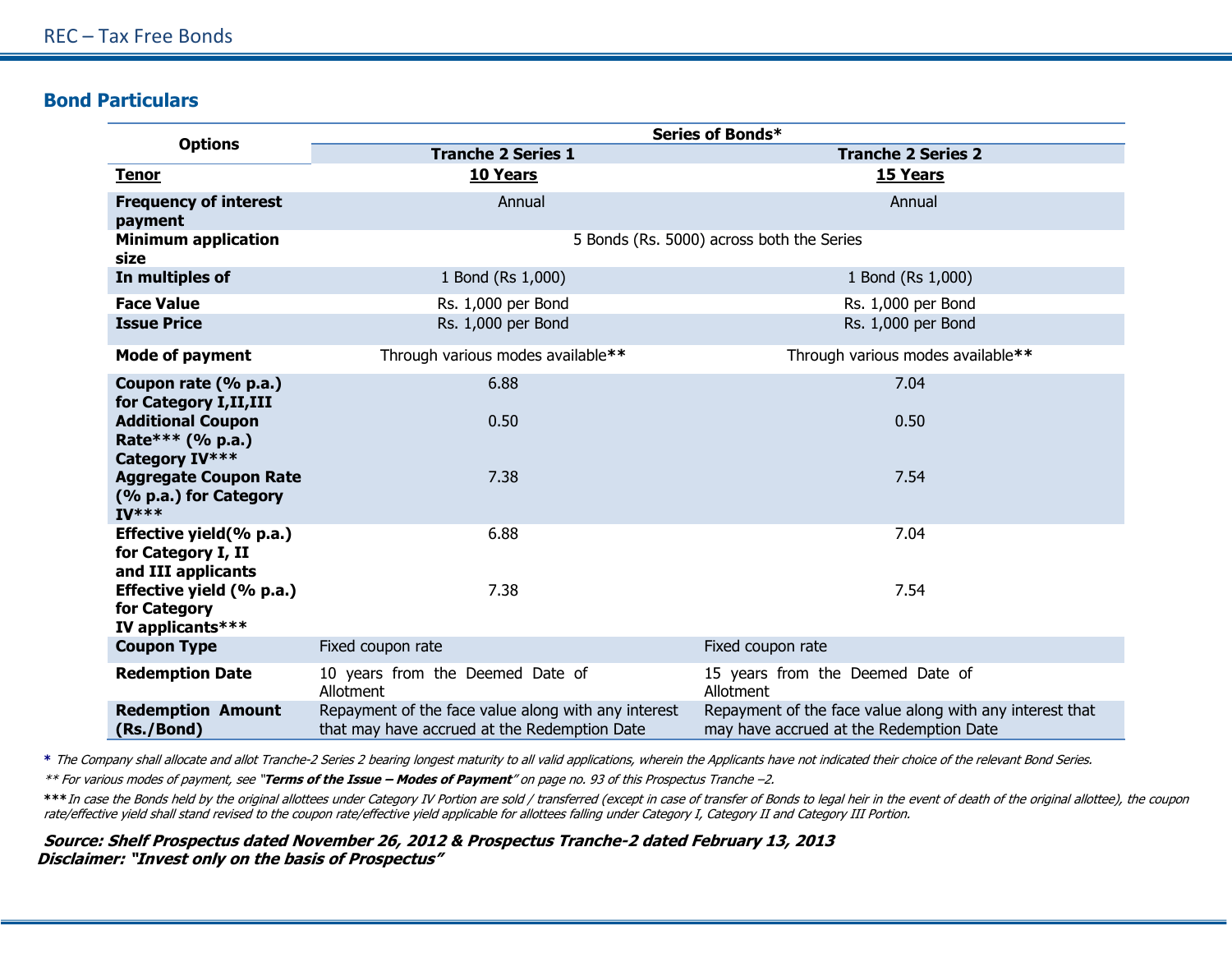## Bond Particulars

| Options | Series of Bonds* | |
|---|---|---|
| | **Tranche 2 Series 1** | **Tranche 2 Series 2** |
| **Tenor** | **10 Years** | **15 Years** |
| **Frequency of interest payment** | Annual | Annual |
| **Minimum application size** | 5 Bonds (Rs. 5000) across both the Series | |
| **In multiples of** | 1 Bond (Rs 1,000) | 1 Bond (Rs 1,000) |
| **Face Value** | Rs. 1,000 per Bond | Rs. 1,000 per Bond |
| **Issue Price** | Rs. 1,000 per Bond | Rs. 1,000 per Bond |
| **Mode of payment** | Through various modes available** | Through various modes available** |
| **Coupon rate (% p.a.) for Category I,II,III** | 6.88 | 7.04 |
| **Additional Coupon Rate*** (% p.a.) Category IV*** ** | 0.50 | 0.50 |
| **Aggregate Coupon Rate (% p.a.) for Category IV*** ** | 7.38 | 7.54 |
| **Effective yield(% p.a.) for Category I, II and III applicants** | 6.88 | 7.04 |
| **Effective yield (% p.a.) for Category IV applicants*** ** | 7.38 | 7.54 |
| **Coupon Type** | Fixed coupon rate | Fixed coupon rate |
| **Redemption Date** | 10 years from the Deemed Date of Allotment | 15 years from the Deemed Date of Allotment |
| **Redemption Amount (Rs./Bond)** | Repayment of the face value along with any interest that may have accrued at the Redemption Date | Repayment of the face value along with any interest that may have accrued at the Redemption Date |

**\*** *The Company shall allocate and allot Tranche-2 Series 2 bearing longest maturity to all valid applications, wherein the Applicants have not indicated their choice of the relevant Bond Series.*

*\*\* For various modes of payment, see "**Terms of the Issue – Modes of Payment**" on page no. 93 of this Prospectus Tranche –2.*

**\*\*\*** *In case the Bonds held by the original allottees under Category IV Portion are sold / transferred (except in case of transfer of Bonds to legal heir in the event of death of the original allottee), the coupon rate/effective yield shall stand revised to the coupon rate/effective yield applicable for allottees falling under Category I, Category II and Category III Portion.*

***Source: Shelf Prospectus dated November 26, 2012 & Prospectus Tranche-2 dated February 13, 2013***
***Disclaimer: "Invest only on the basis of Prospectus"***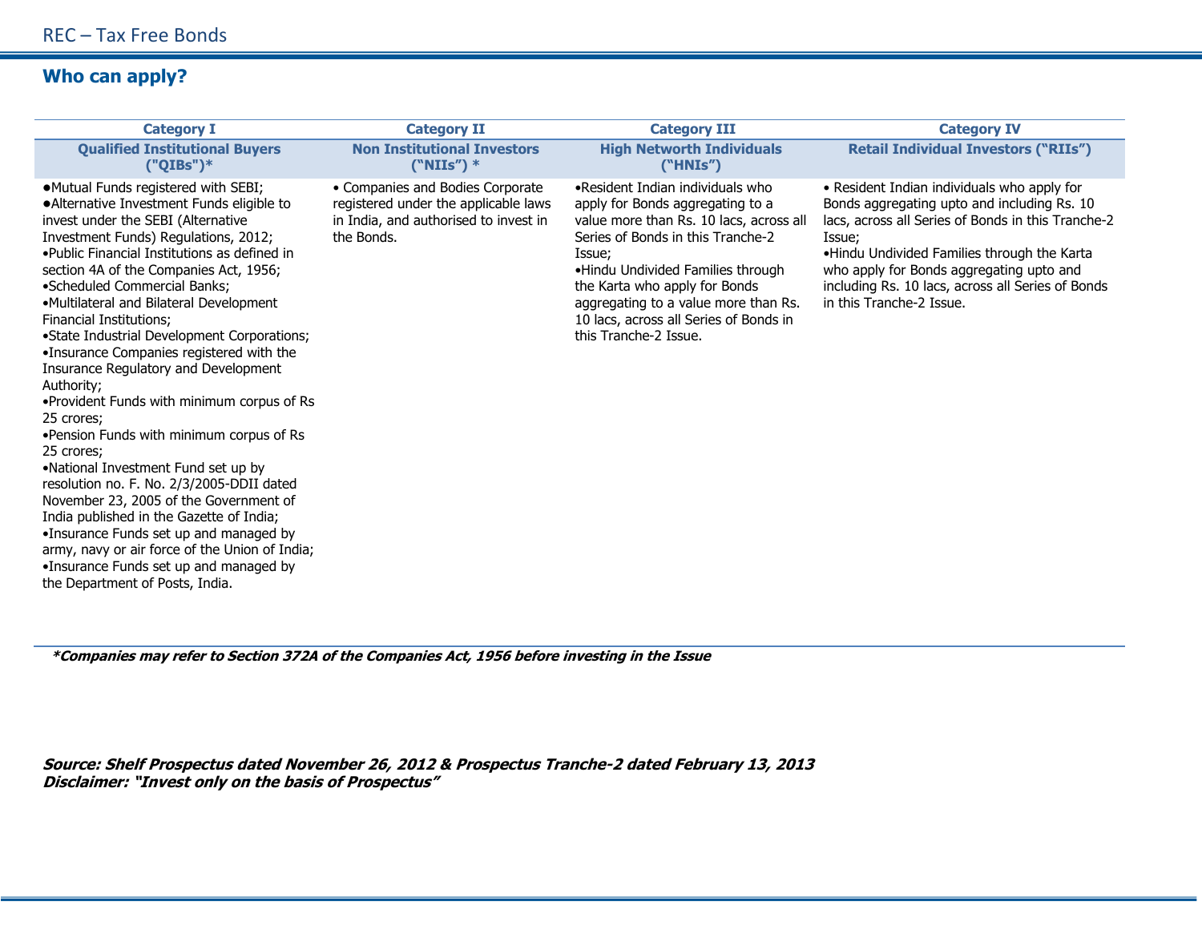## Who can apply?

| Category I | Category II | Category III | Category IV |
|---|---|---|---|
| **Qualified Institutional Buyers ("QIBs")*** | **Non Institutional Investors ("NIIs") *** | **High Networth Individuals ("HNIs")** | **Retail Individual Investors ("RIIs")** |
| •Mutual Funds registered with SEBI;<br>•Alternative Investment Funds eligible to invest under the SEBI (Alternative Investment Funds) Regulations, 2012;<br>•Public Financial Institutions as defined in section 4A of the Companies Act, 1956;<br>•Scheduled Commercial Banks;<br>•Multilateral and Bilateral Development Financial Institutions;<br>•State Industrial Development Corporations;<br>•Insurance Companies registered with the Insurance Regulatory and Development Authority;<br>•Provident Funds with minimum corpus of Rs 25 crores;<br>•Pension Funds with minimum corpus of Rs 25 crores;<br>•National Investment Fund set up by resolution no. F. No. 2/3/2005-DDII dated November 23, 2005 of the Government of India published in the Gazette of India;<br>•Insurance Funds set up and managed by army, navy or air force of the Union of India;<br>•Insurance Funds set up and managed by the Department of Posts, India. | • Companies and Bodies Corporate registered under the applicable laws in India, and authorised to invest in the Bonds. | •Resident Indian individuals who apply for Bonds aggregating to a value more than Rs. 10 lacs, across all Series of Bonds in this Tranche-2 Issue;<br>•Hindu Undivided Families through the Karta who apply for Bonds aggregating to a value more than Rs. 10 lacs, across all Series of Bonds in this Tranche-2 Issue. | • Resident Indian individuals who apply for Bonds aggregating upto and including Rs. 10 lacs, across all Series of Bonds in this Tranche-2 Issue;<br>•Hindu Undivided Families through the Karta who apply for Bonds aggregating upto and including Rs. 10 lacs, across all Series of Bonds in this Tranche-2 Issue. |

***Companies may refer to Section 372A of the Companies Act, 1956 before investing in the Issue***

***Source: Shelf Prospectus dated November 26, 2012 & Prospectus Tranche-2 dated February 13, 2013***
***Disclaimer: "Invest only on the basis of Prospectus"***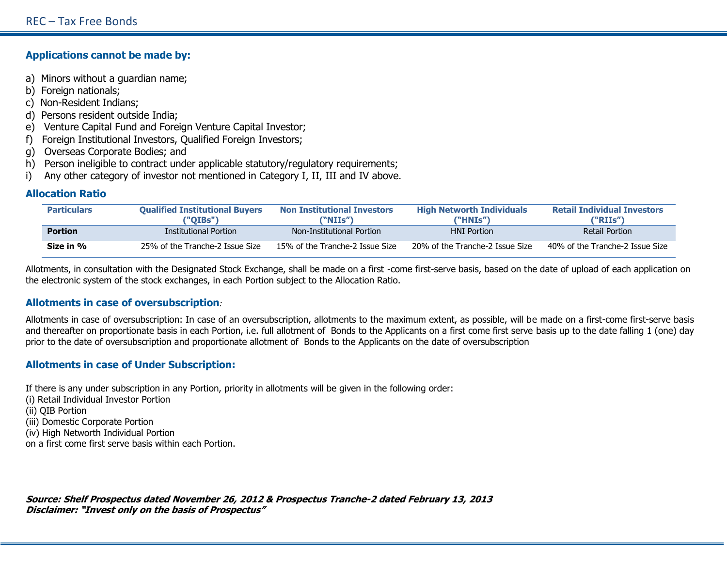## Applications cannot be made by:

a) Minors without a guardian name;
b) Foreign nationals;
c) Non-Resident Indians;
d) Persons resident outside India;
e) Venture Capital Fund and Foreign Venture Capital Investor;
f) Foreign Institutional Investors, Qualified Foreign Investors;
g) Overseas Corporate Bodies; and
h) Person ineligible to contract under applicable statutory/regulatory requirements;
i) Any other category of investor not mentioned in Category I, II, III and IV above.

## Allocation Ratio

| Particulars | Qualified Institutional Buyers ("QIBs") | Non Institutional Investors ("NIIs") | High Networth Individuals ("HNIs") | Retail Individual Investors ("RIIs") |
|---|---|---|---|---|
| **Portion** | Institutional Portion | Non-Institutional Portion | HNI Portion | Retail Portion |
| **Size in %** | 25% of the Tranche-2 Issue Size | 15% of the Tranche-2 Issue Size | 20% of the Tranche-2 Issue Size | 40% of the Tranche-2 Issue Size |

Allotments, in consultation with the Designated Stock Exchange, shall be made on a first -come first-serve basis, based on the date of upload of each application on the electronic system of the stock exchanges, in each Portion subject to the Allocation Ratio.

## Allotments in case of oversubscription:

Allotments in case of oversubscription: In case of an oversubscription, allotments to the maximum extent, as possible, will be made on a first-come first-serve basis and thereafter on proportionate basis in each Portion, i.e. full allotment of Bonds to the Applicants on a first come first serve basis up to the date falling 1 (one) day prior to the date of oversubscription and proportionate allotment of Bonds to the Applicants on the date of oversubscription

## Allotments in case of Under Subscription:

If there is any under subscription in any Portion, priority in allotments will be given in the following order:
(i) Retail Individual Investor Portion
(ii) QIB Portion
(iii) Domestic Corporate Portion
(iv) High Networth Individual Portion
on a first come first serve basis within each Portion.

***Source: Shelf Prospectus dated November 26, 2012 & Prospectus Tranche-2 dated February 13, 2013***
***Disclaimer: "Invest only on the basis of Prospectus"***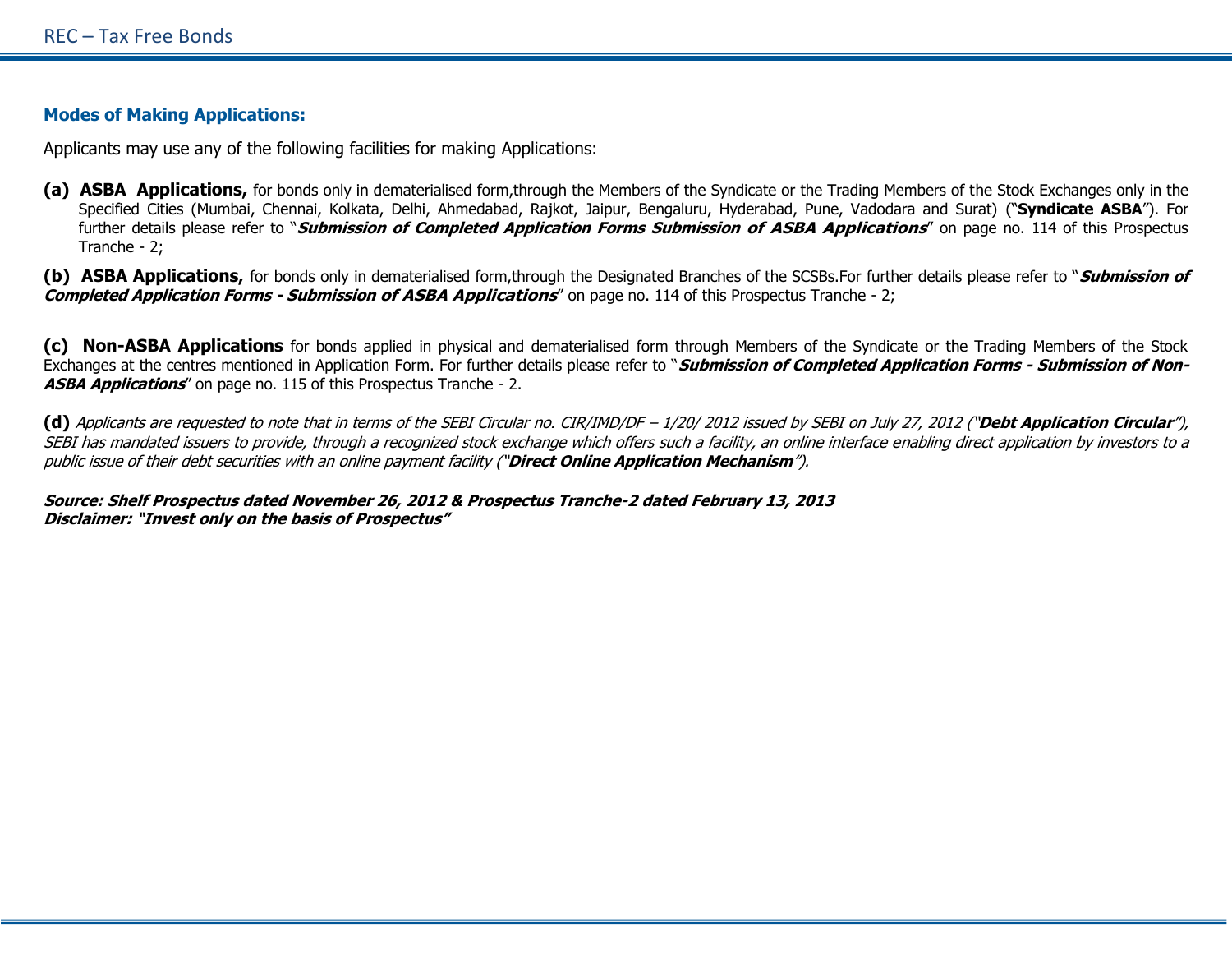## Modes of Making Applications:

Applicants may use any of the following facilities for making Applications:

**(a) ASBA Applications,** for bonds only in dematerialised form,through the Members of the Syndicate or the Trading Members of the Stock Exchanges only in the Specified Cities (Mumbai, Chennai, Kolkata, Delhi, Ahmedabad, Rajkot, Jaipur, Bengaluru, Hyderabad, Pune, Vadodara and Surat) ("**Syndicate ASBA**"). For further details please refer to "***Submission of Completed Application Forms Submission of ASBA Applications***" on page no. 114 of this Prospectus Tranche - 2;

**(b) ASBA Applications,** for bonds only in dematerialised form,through the Designated Branches of the SCSBs.For further details please refer to "***Submission of Completed Application Forms - Submission of ASBA Applications***" on page no. 114 of this Prospectus Tranche - 2;

**(c) Non-ASBA Applications** for bonds applied in physical and dematerialised form through Members of the Syndicate or the Trading Members of the Stock Exchanges at the centres mentioned in Application Form. For further details please refer to "***Submission of Completed Application Forms - Submission of Non-ASBA Applications***" on page no. 115 of this Prospectus Tranche - 2.

**(d)** *Applicants are requested to note that in terms of the SEBI Circular no. CIR/IMD/DF – 1/20/ 2012 issued by SEBI on July 27, 2012 ("**Debt Application Circular**"), SEBI has mandated issuers to provide, through a recognized stock exchange which offers such a facility, an online interface enabling direct application by investors to a public issue of their debt securities with an online payment facility ("**Direct Online Application Mechanism**").*

***Source: Shelf Prospectus dated November 26, 2012 & Prospectus Tranche-2 dated February 13, 2013***
***Disclaimer: "Invest only on the basis of Prospectus"***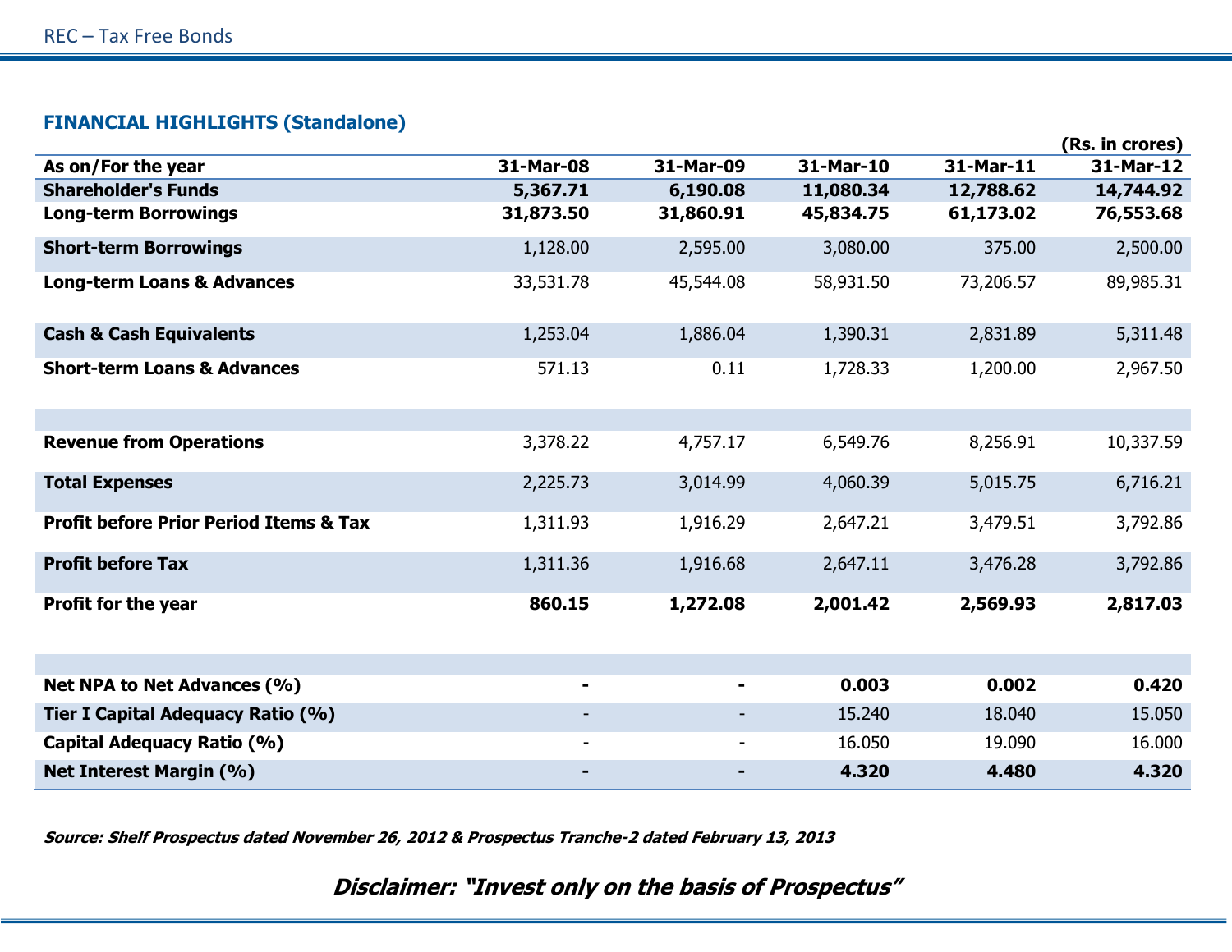## FINANCIAL HIGHLIGHTS (Standalone)

(Rs. in crores)

| As on/For the year | 31-Mar-08 | 31-Mar-09 | 31-Mar-10 | 31-Mar-11 | 31-Mar-12 |
|---|---|---|---|---|---|
| **Shareholder's Funds** | **5,367.71** | **6,190.08** | **11,080.34** | **12,788.62** | **14,744.92** |
| **Long-term Borrowings** | **31,873.50** | **31,860.91** | **45,834.75** | **61,173.02** | **76,553.68** |
| **Short-term Borrowings** | 1,128.00 | 2,595.00 | 3,080.00 | 375.00 | 2,500.00 |
| **Long-term Loans & Advances** | 33,531.78 | 45,544.08 | 58,931.50 | 73,206.57 | 89,985.31 |
| **Cash & Cash Equivalents** | 1,253.04 | 1,886.04 | 1,390.31 | 2,831.89 | 5,311.48 |
| **Short-term Loans & Advances** | 571.13 | 0.11 | 1,728.33 | 1,200.00 | 2,967.50 |
| | | | | | |
| **Revenue from Operations** | 3,378.22 | 4,757.17 | 6,549.76 | 8,256.91 | 10,337.59 |
| **Total Expenses** | 2,225.73 | 3,014.99 | 4,060.39 | 5,015.75 | 6,716.21 |
| **Profit before Prior Period Items & Tax** | 1,311.93 | 1,916.29 | 2,647.21 | 3,479.51 | 3,792.86 |
| **Profit before Tax** | 1,311.36 | 1,916.68 | 2,647.11 | 3,476.28 | 3,792.86 |
| **Profit for the year** | **860.15** | **1,272.08** | **2,001.42** | **2,569.93** | **2,817.03** |
| | | | | | |
| **Net NPA to Net Advances (%)** | **-** | **-** | **0.003** | **0.002** | **0.420** |
| **Tier I Capital Adequacy Ratio (%)** | - | - | 15.240 | 18.040 | 15.050 |
| **Capital Adequacy Ratio (%)** | - | - | 16.050 | 19.090 | 16.000 |
| **Net Interest Margin (%)** | **-** | **-** | **4.320** | **4.480** | **4.320** |

***Source: Shelf Prospectus dated November 26, 2012 & Prospectus Tranche-2 dated February 13, 2013***

***Disclaimer: "Invest only on the basis of Prospectus"***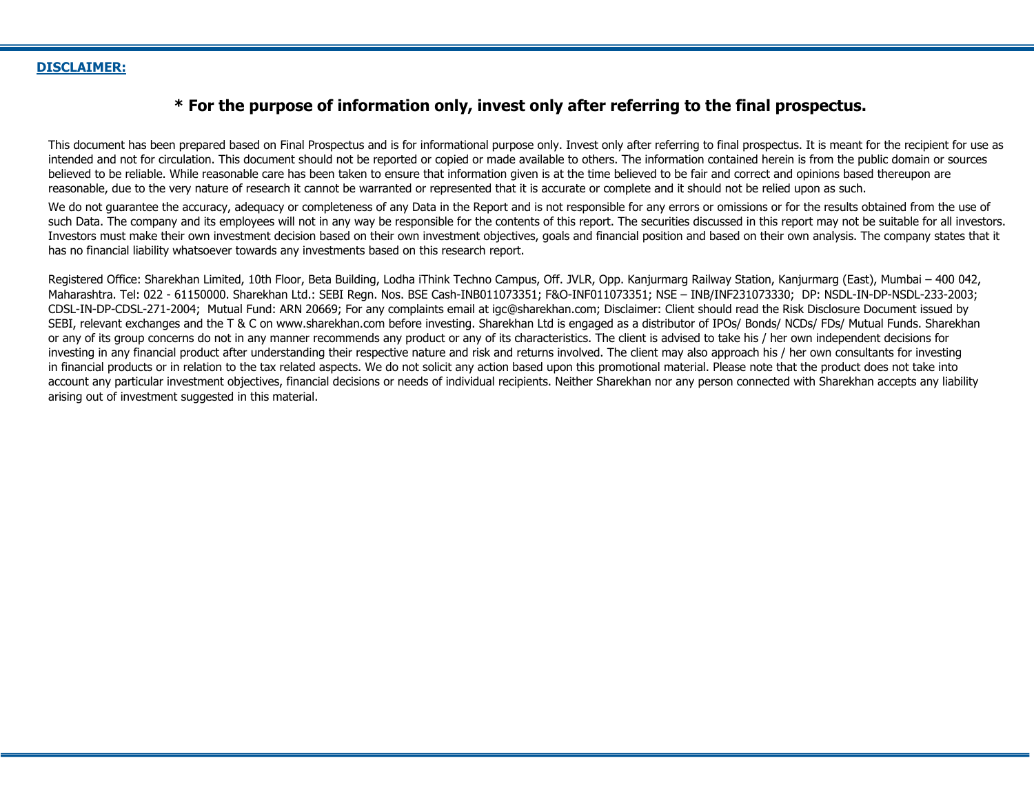## DISCLAIMER:

**\* For the purpose of information only, invest only after referring to the final prospectus.**

This document has been prepared based on Final Prospectus and is for informational purpose only. Invest only after referring to final prospectus. It is meant for the recipient for use as intended and not for circulation. This document should not be reported or copied or made available to others. The information contained herein is from the public domain or sources believed to be reliable. While reasonable care has been taken to ensure that information given is at the time believed to be fair and correct and opinions based thereupon are reasonable, due to the very nature of research it cannot be warranted or represented that it is accurate or complete and it should not be relied upon as such.

We do not guarantee the accuracy, adequacy or completeness of any Data in the Report and is not responsible for any errors or omissions or for the results obtained from the use of such Data. The company and its employees will not in any way be responsible for the contents of this report. The securities discussed in this report may not be suitable for all investors. Investors must make their own investment decision based on their own investment objectives, goals and financial position and based on their own analysis. The company states that it has no financial liability whatsoever towards any investments based on this research report.

Registered Office: Sharekhan Limited, 10th Floor, Beta Building, Lodha iThink Techno Campus, Off. JVLR, Opp. Kanjurmarg Railway Station, Kanjurmarg (East), Mumbai – 400 042, Maharashtra. Tel: 022 - 61150000. Sharekhan Ltd.: SEBI Regn. Nos. BSE Cash-INB011073351; F&O-INF011073351; NSE – INB/INF231073330; DP: NSDL-IN-DP-NSDL-233-2003; CDSL-IN-DP-CDSL-271-2004; Mutual Fund: ARN 20669; For any complaints email at igc@sharekhan.com; Disclaimer: Client should read the Risk Disclosure Document issued by SEBI, relevant exchanges and the T & C on www.sharekhan.com before investing. Sharekhan Ltd is engaged as a distributor of IPOs/ Bonds/ NCDs/ FDs/ Mutual Funds. Sharekhan or any of its group concerns do not in any manner recommends any product or any of its characteristics. The client is advised to take his / her own independent decisions for investing in any financial product after understanding their respective nature and risk and returns involved. The client may also approach his / her own consultants for investing in financial products or in relation to the tax related aspects. We do not solicit any action based upon this promotional material. Please note that the product does not take into account any particular investment objectives, financial decisions or needs of individual recipients. Neither Sharekhan nor any person connected with Sharekhan accepts any liability arising out of investment suggested in this material.